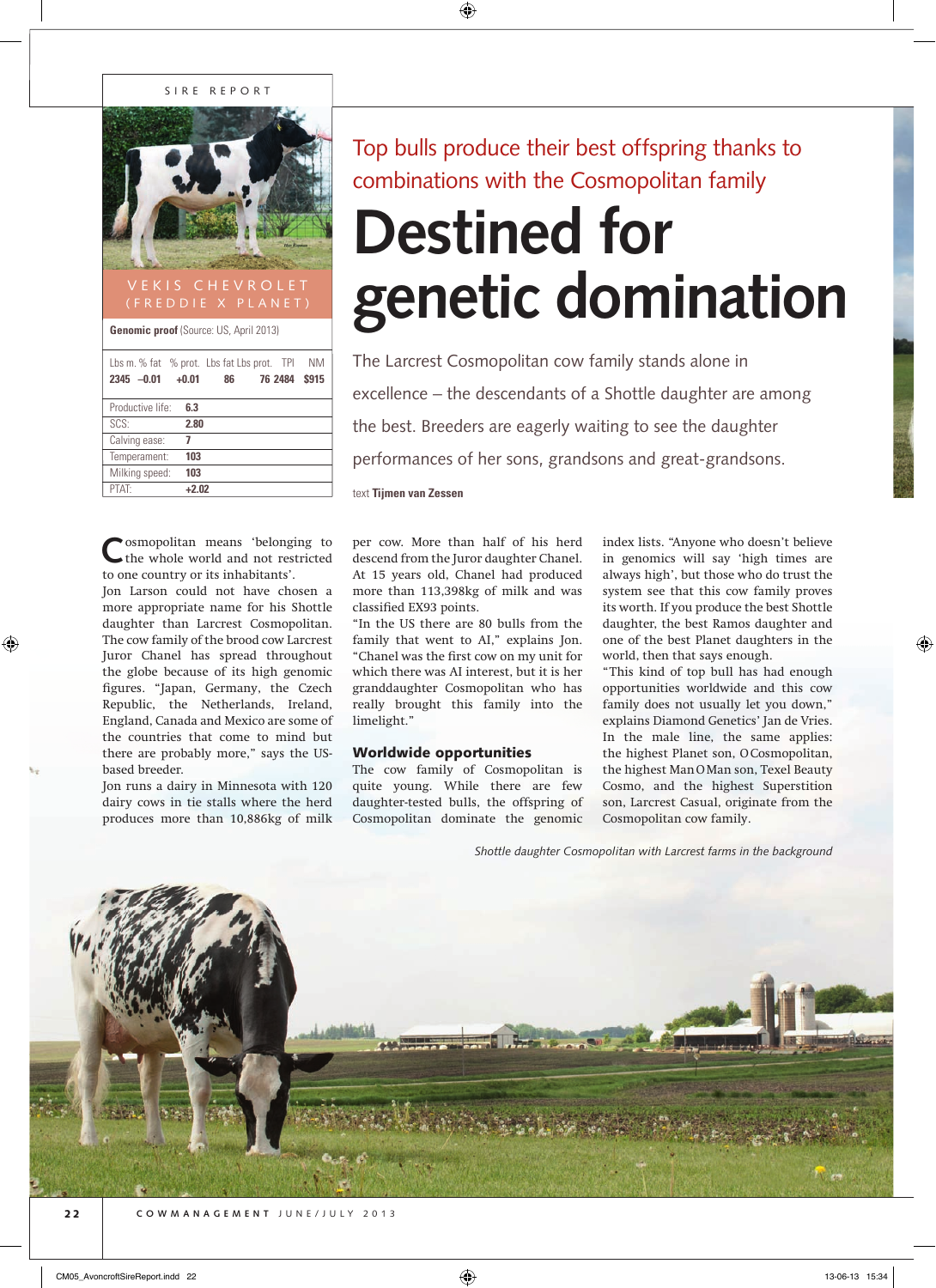SIRE REPORT

**VEKIS CHEVROLET (FREDDIE X PLANET)**

**Genomic proof** (Source: US, April 2013)

| Lbs m. | % fat | % prot. | Lbs fat | Lbs prot. | TPI | NM |
|---|---|---|---|---|---|---|
| 2345 | –0.01 | +0.01 | 86 | 76 | 2484 | $915 |

| | |
|---|---|
| Productive life: | 6.3 |
| SCS: | 2.80 |
| Calving ease: | 7 |
| Temperament: | 103 |
| Milking speed: | 103 |
| PTAT: | +2.02 |

Top bulls produce their best offspring thanks to combinations with the Cosmopolitan family

# Destined for genetic domination

The Larcrest Cosmopolitan cow family stands alone in excellence – the descendants of a Shottle daughter are among the best. Breeders are eagerly waiting to see the daughter performances of her sons, grandsons and great-grandsons.

text **Tijmen van Zessen**

Cosmopolitan means 'belonging to the whole world and not restricted to one country or its inhabitants'.
Jon Larson could not have chosen a more appropriate name for his Shottle daughter than Larcrest Cosmopolitan. The cow family of the brood cow Larcrest Juror Chanel has spread throughout the globe because of its high genomic figures. "Japan, Germany, the Czech Republic, the Netherlands, Ireland, England, Canada and Mexico are some of the countries that come to mind but there are probably more," says the US-based breeder.
Jon runs a dairy in Minnesota with 120 dairy cows in tie stalls where the herd produces more than 10,886kg of milk per cow. More than half of his herd descend from the Juror daughter Chanel. At 15 years old, Chanel had produced more than 113,398kg of milk and was classified EX93 points.
"In the US there are 80 bulls from the family that went to AI," explains Jon. "Chanel was the first cow on my unit for which there was AI interest, but it is her granddaughter Cosmopolitan who has really brought this family into the limelight."

## Worldwide opportunities

The cow family of Cosmopolitan is quite young. While there are few daughter-tested bulls, the offspring of Cosmopolitan dominate the genomic index lists. "Anyone who doesn't believe in genomics will say 'high times are always high', but those who do trust the system see that this cow family proves its worth. If you produce the best Shottle daughter, the best Ramos daughter and one of the best Planet daughters in the world, then that says enough.
"This kind of top bull has had enough opportunities worldwide and this cow family does not usually let you down," explains Diamond Genetics' Jan de Vries.
In the male line, the same applies: the highest Planet son, O Cosmopolitan, the highest Man O Man son, Texel Beauty Cosmo, and the highest Superstition son, Larcrest Casual, originate from the Cosmopolitan cow family.

*Shottle daughter Cosmopolitan with Larcrest farms in the background*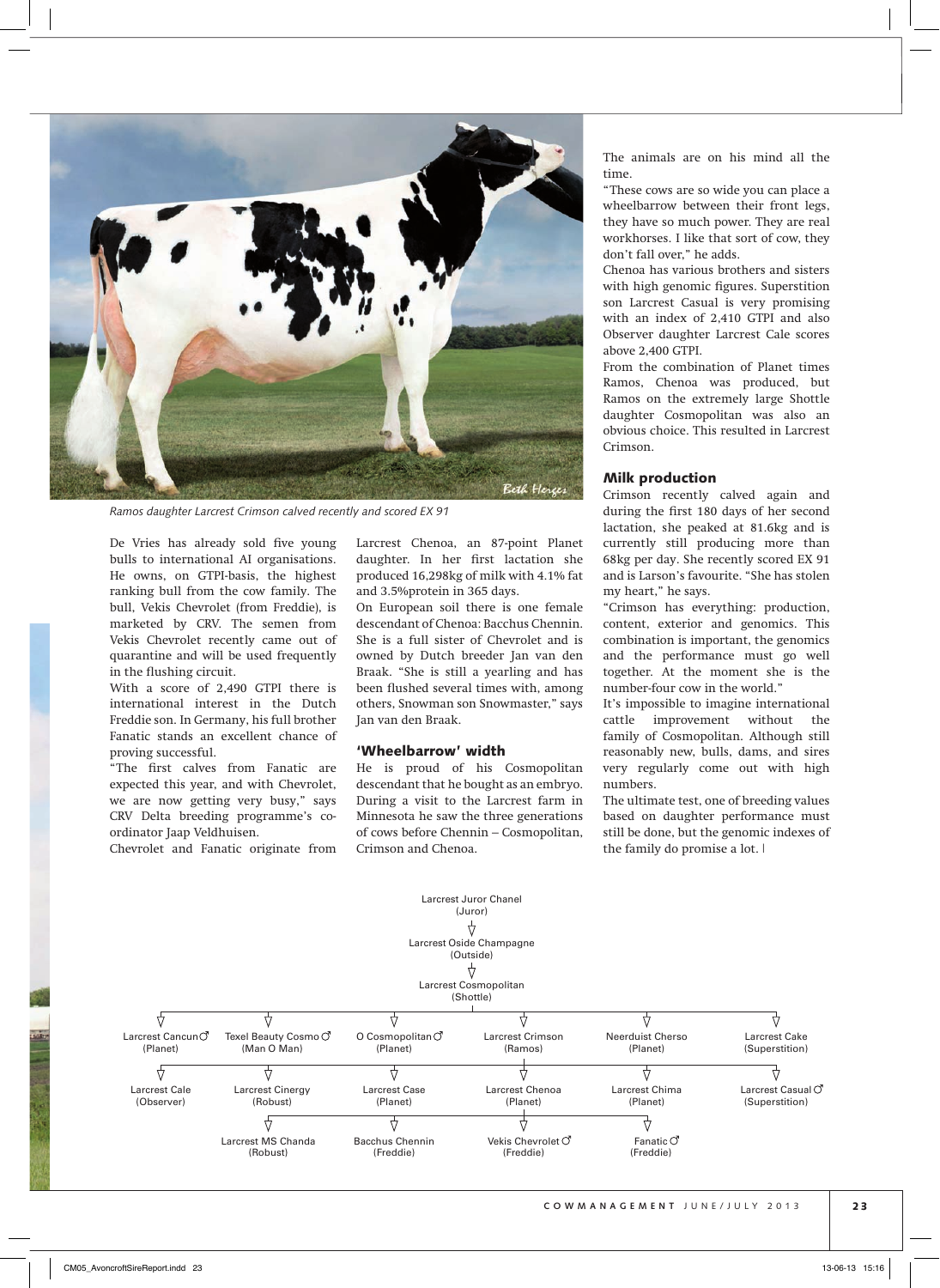*Ramos daughter Larcrest Crimson calved recently and scored EX 91*

De Vries has already sold five young bulls to international AI organisations. He owns, on GTPI-basis, the highest ranking bull from the cow family. The bull, Vekis Chevrolet (from Freddie), is marketed by CRV. The semen from Vekis Chevrolet recently came out of quarantine and will be used frequently in the flushing circuit.

With a score of 2,490 GTPI there is international interest in the Dutch Freddie son. In Germany, his full brother Fanatic stands an excellent chance of proving successful.

"The first calves from Fanatic are expected this year, and with Chevrolet, we are now getting very busy," says CRV Delta breeding programme's co-ordinator Jaap Veldhuisen.

Chevrolet and Fanatic originate from Larcrest Chenoa, an 87-point Planet daughter. In her first lactation she produced 16,298kg of milk with 4.1% fat and 3.5%protein in 365 days.

On European soil there is one female descendant of Chenoa: Bacchus Chennin. She is a full sister of Chevrolet and is owned by Dutch breeder Jan van den Braak. "She is still a yearling and has been flushed several times with, among others, Snowman son Snowmaster," says Jan van den Braak.

## 'Wheelbarrow' width

He is proud of his Cosmopolitan descendant that he bought as an embryo. During a visit to the Larcrest farm in Minnesota he saw the three generations of cows before Chennin – Cosmopolitan, Crimson and Chenoa.

The animals are on his mind all the time.

"These cows are so wide you can place a wheelbarrow between their front legs, they have so much power. They are real workhorses. I like that sort of cow, they don't fall over," he adds.

Chenoa has various brothers and sisters with high genomic figures. Superstition son Larcrest Casual is very promising with an index of 2,410 GTPI and also Observer daughter Larcrest Cale scores above 2,400 GTPI.

From the combination of Planet times Ramos, Chenoa was produced, but Ramos on the extremely large Shottle daughter Cosmopolitan was also an obvious choice. This resulted in Larcrest Crimson.

## Milk production

Crimson recently calved again and during the first 180 days of her second lactation, she peaked at 81.6kg and is currently still producing more than 68kg per day. She recently scored EX 91 and is Larson's favourite. "She has stolen my heart," he says.

"Crimson has everything: production, content, exterior and genomics. This combination is important, the genomics and the performance must go well together. At the moment she is the number-four cow in the world."

It's impossible to imagine international cattle improvement without the family of Cosmopolitan. Although still reasonably new, bulls, dams, and sires very regularly come out with high numbers.

The ultimate test, one of breeding values based on daughter performance must still be done, but the genomic indexes of the family do promise a lot. |

Larcrest Juror Chanel (Juror)
Larcrest Oside Champagne (Outside)
Larcrest Cosmopolitan (Shottle)

Larcrest Cancun ♂ (Planet)
Texel Beauty Cosmo ♂ (Man O Man)
O Cosmopolitan ♂ (Planet)
Larcrest Crimson (Ramos)
Neerduist Cherso (Planet)
Larcrest Cake (Superstition)

Larcrest Cale (Observer)
Larcrest Cinergy (Robust)
Larcrest Case (Planet)
Larcrest Chenoa (Planet)
Larcrest Chima (Planet)
Larcrest Casual ♂ (Superstition)

Larcrest MS Chanda (Robust)
Bacchus Chennin (Freddie)
Vekis Chevrolet ♂ (Freddie)
Fanatic ♂ (Freddie)